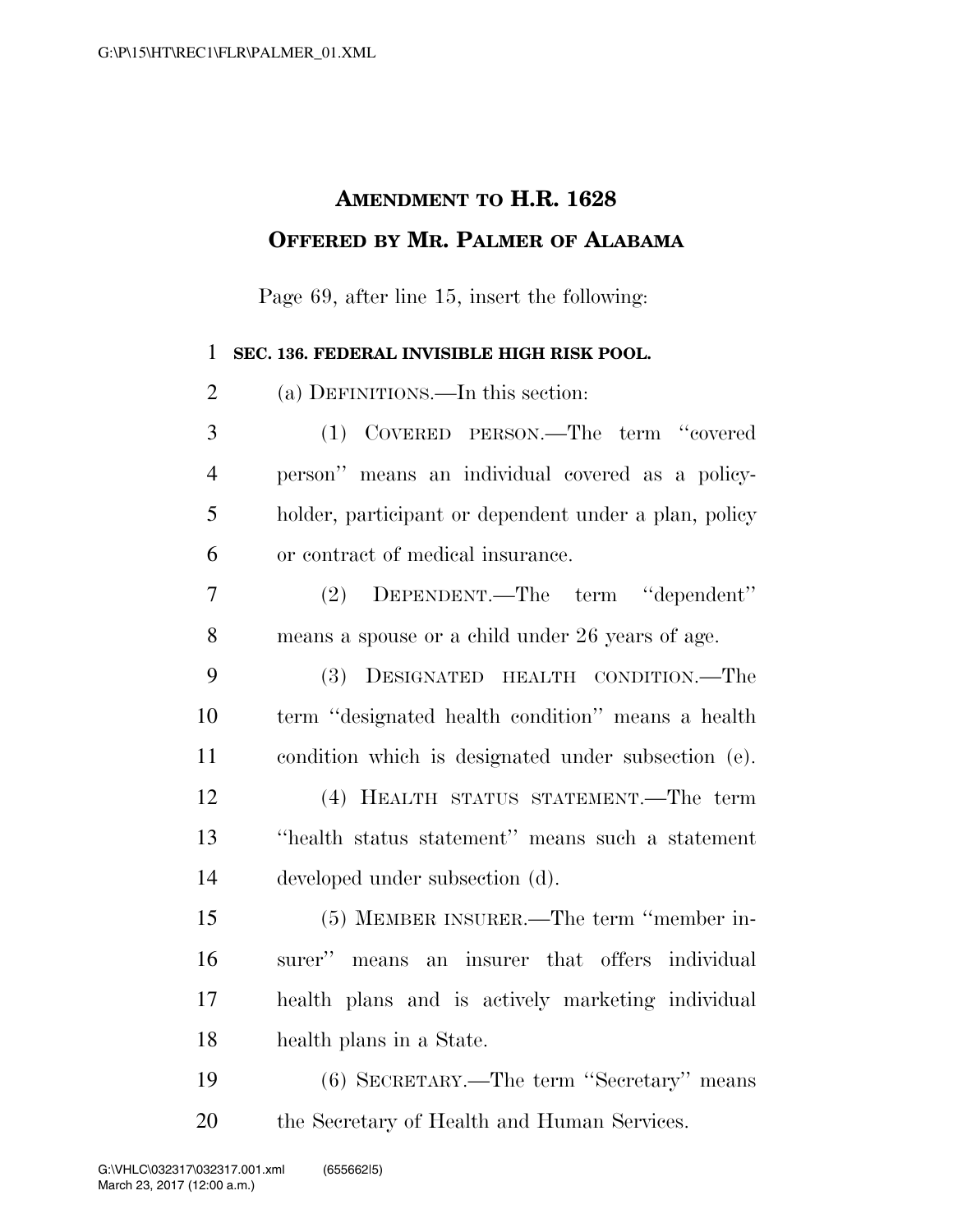# AMENDMENT TO H.R. 1628

## OFFERED BY MR. PALMER OF ALABAMA

Page 69, after line 15, insert the following:

**SEC. 136. FEDERAL INVISIBLE HIGH RISK POOL.**

(a) DEFINITIONS.—In this section:

(1) COVERED PERSON.—The term ''covered person'' means an individual covered as a policyholder, participant or dependent under a plan, policy or contract of medical insurance.

(2) DEPENDENT.—The term ''dependent'' means a spouse or a child under 26 years of age.

(3) DESIGNATED HEALTH CONDITION.—The term ''designated health condition'' means a health condition which is designated under subsection (e).

(4) HEALTH STATUS STATEMENT.—The term ''health status statement'' means such a statement developed under subsection (d).

(5) MEMBER INSURER.—The term ''member insurer'' means an insurer that offers individual health plans and is actively marketing individual health plans in a State.

(6) SECRETARY.—The term ''Secretary'' means the Secretary of Health and Human Services.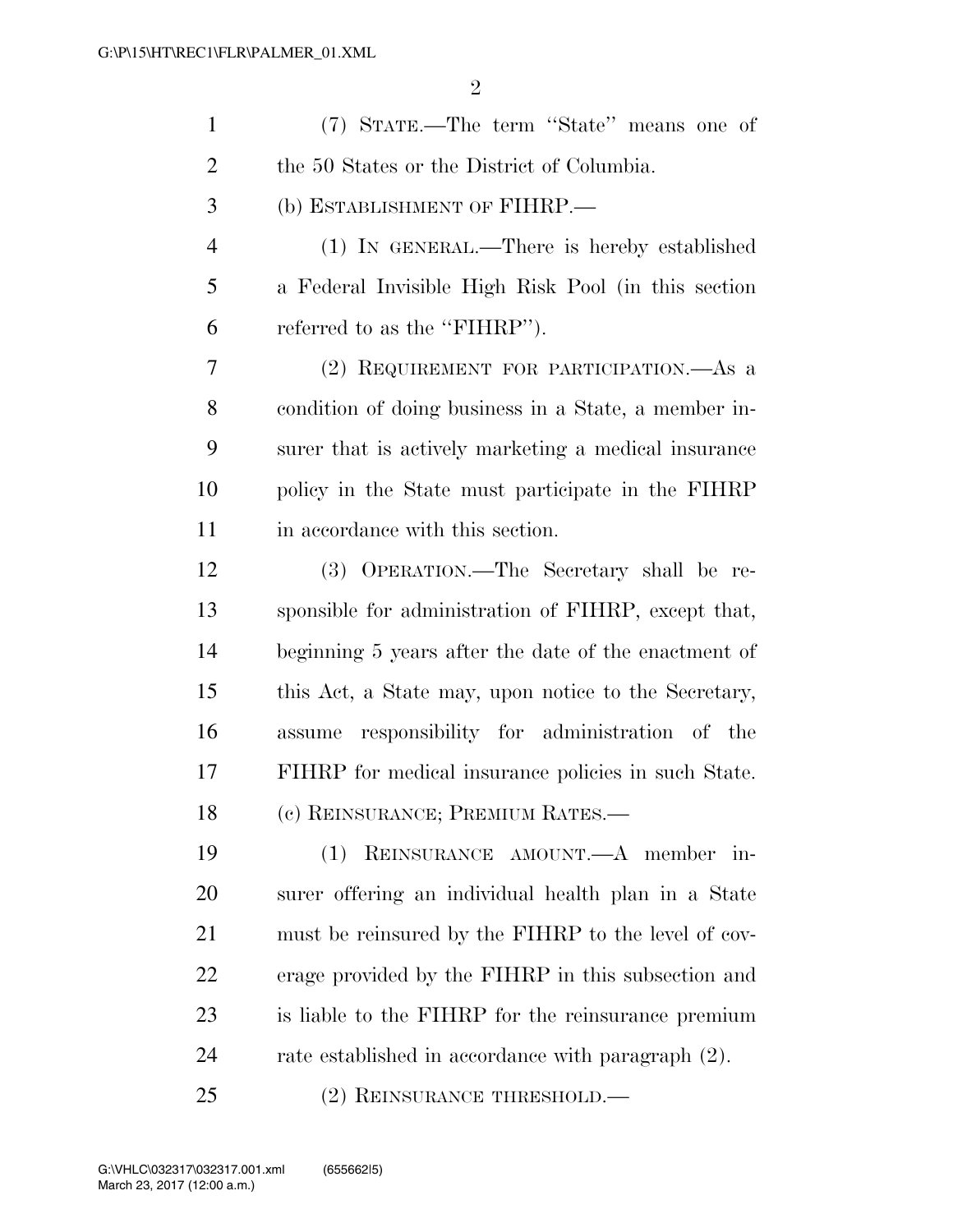(7) STATE.—The term "State" means one of the 50 States or the District of Columbia.

(b) ESTABLISHMENT OF FIHRP.—

(1) IN GENERAL.—There is hereby established a Federal Invisible High Risk Pool (in this section referred to as the "FIHRP").

(2) REQUIREMENT FOR PARTICIPATION.—As a condition of doing business in a State, a member insurer that is actively marketing a medical insurance policy in the State must participate in the FIHRP in accordance with this section.

(3) OPERATION.—The Secretary shall be responsible for administration of FIHRP, except that, beginning 5 years after the date of the enactment of this Act, a State may, upon notice to the Secretary, assume responsibility for administration of the FIHRP for medical insurance policies in such State.

(c) REINSURANCE; PREMIUM RATES.—

(1) REINSURANCE AMOUNT.—A member insurer offering an individual health plan in a State must be reinsured by the FIHRP to the level of coverage provided by the FIHRP in this subsection and is liable to the FIHRP for the reinsurance premium rate established in accordance with paragraph (2).

(2) REINSURANCE THRESHOLD.—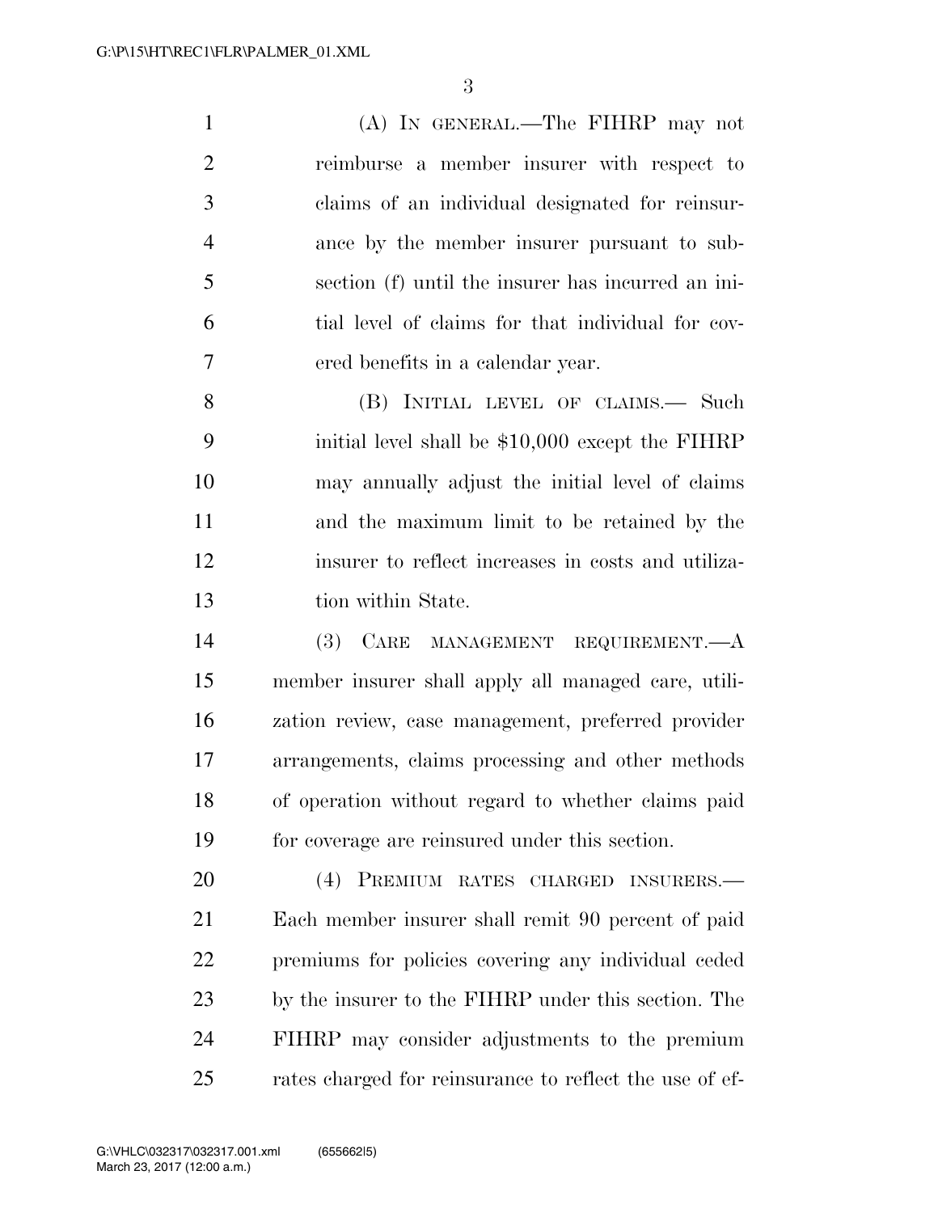(A) IN GENERAL.—The FIHRP may not reimburse a member insurer with respect to claims of an individual designated for reinsurance by the member insurer pursuant to subsection (f) until the insurer has incurred an initial level of claims for that individual for covered benefits in a calendar year.

(B) INITIAL LEVEL OF CLAIMS.— Such initial level shall be $10,000 except the FIHRP may annually adjust the initial level of claims and the maximum limit to be retained by the insurer to reflect increases in costs and utilization within State.

(3) CARE MANAGEMENT REQUIREMENT.—A member insurer shall apply all managed care, utilization review, case management, preferred provider arrangements, claims processing and other methods of operation without regard to whether claims paid for coverage are reinsured under this section.

(4) PREMIUM RATES CHARGED INSURERS.— Each member insurer shall remit 90 percent of paid premiums for policies covering any individual ceded by the insurer to the FIHRP under this section. The FIHRP may consider adjustments to the premium rates charged for reinsurance to reflect the use of ef-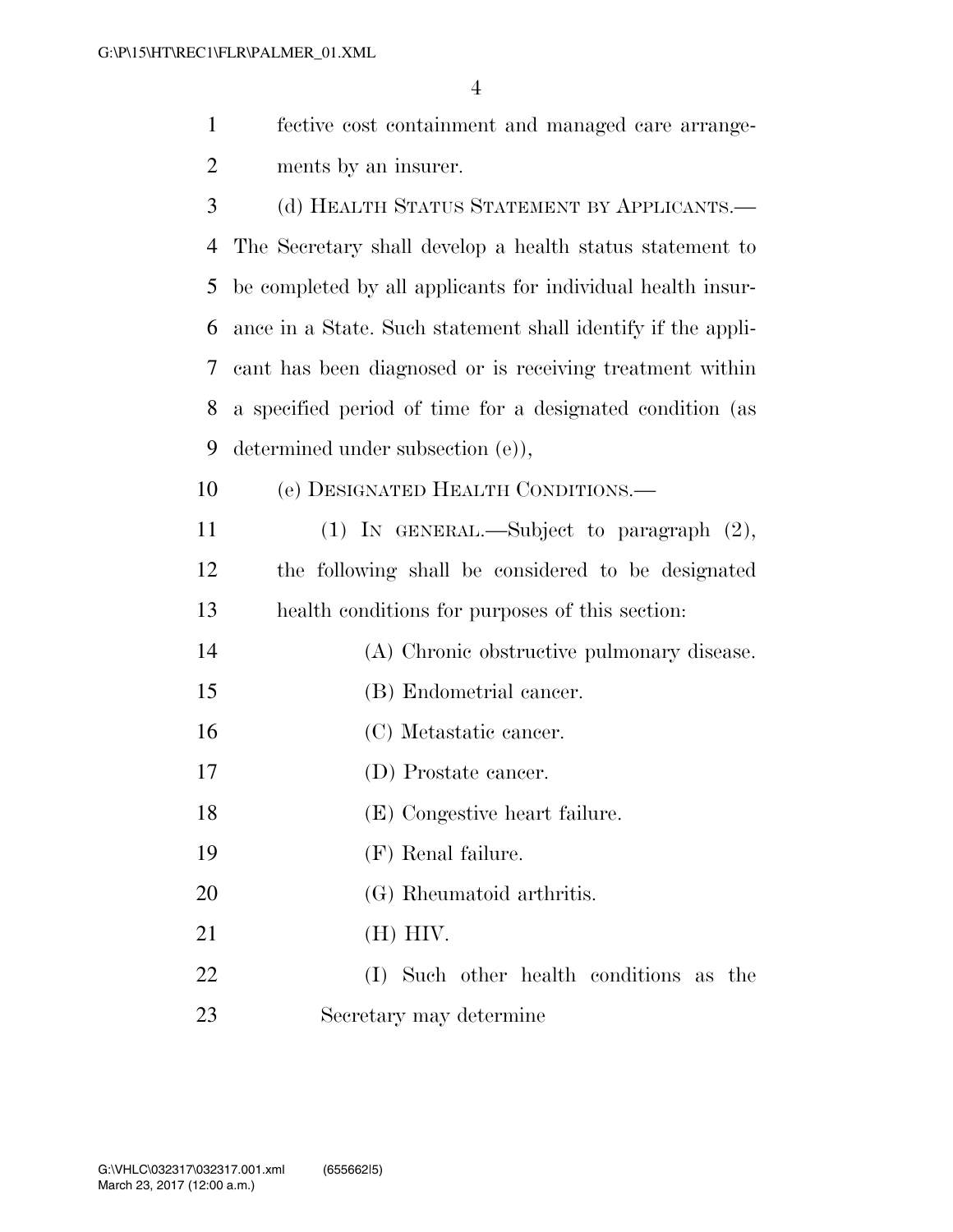fective cost containment and managed care arrangements by an insurer.

(d) HEALTH STATUS STATEMENT BY APPLICANTS.—The Secretary shall develop a health status statement to be completed by all applicants for individual health insurance in a State. Such statement shall identify if the applicant has been diagnosed or is receiving treatment within a specified period of time for a designated condition (as determined under subsection (e)),

(e) DESIGNATED HEALTH CONDITIONS.—

(1) IN GENERAL.—Subject to paragraph (2), the following shall be considered to be designated health conditions for purposes of this section:

(A) Chronic obstructive pulmonary disease.

(B) Endometrial cancer.

(C) Metastatic cancer.

(D) Prostate cancer.

(E) Congestive heart failure.

(F) Renal failure.

(G) Rheumatoid arthritis.

(H) HIV.

(I) Such other health conditions as the Secretary may determine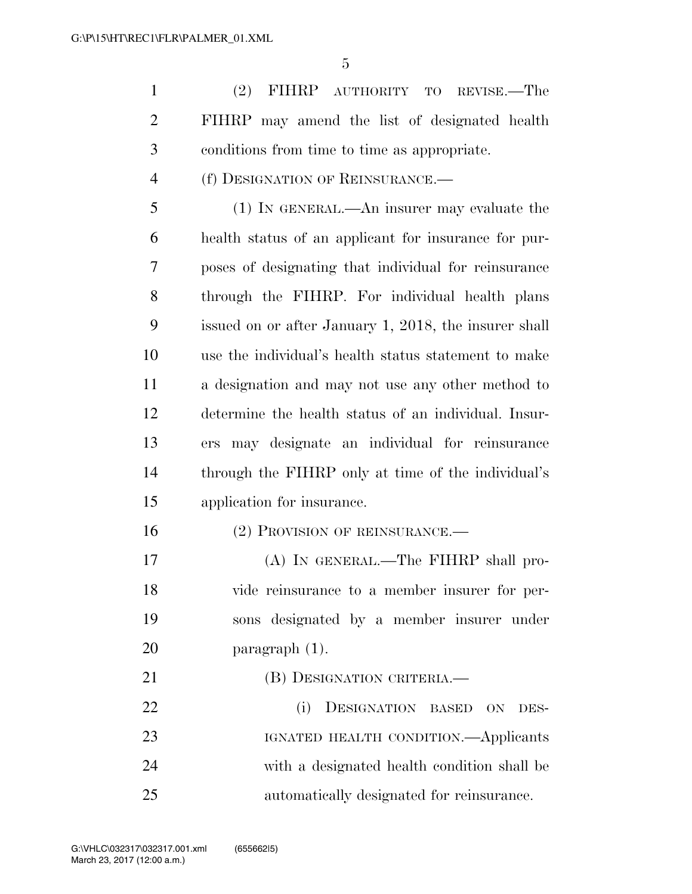(2) FIHRP AUTHORITY TO REVISE.—The FIHRP may amend the list of designated health conditions from time to time as appropriate.

(f) DESIGNATION OF REINSURANCE.—

(1) IN GENERAL.—An insurer may evaluate the health status of an applicant for insurance for purposes of designating that individual for reinsurance through the FIHRP. For individual health plans issued on or after January 1, 2018, the insurer shall use the individual's health status statement to make a designation and may not use any other method to determine the health status of an individual. Insurers may designate an individual for reinsurance through the FIHRP only at time of the individual's application for insurance.

(2) PROVISION OF REINSURANCE.—

(A) IN GENERAL.—The FIHRP shall provide reinsurance to a member insurer for persons designated by a member insurer under paragraph (1).

(B) DESIGNATION CRITERIA.—

(i) DESIGNATION BASED ON DESIGNATED HEALTH CONDITION.—Applicants with a designated health condition shall be automatically designated for reinsurance.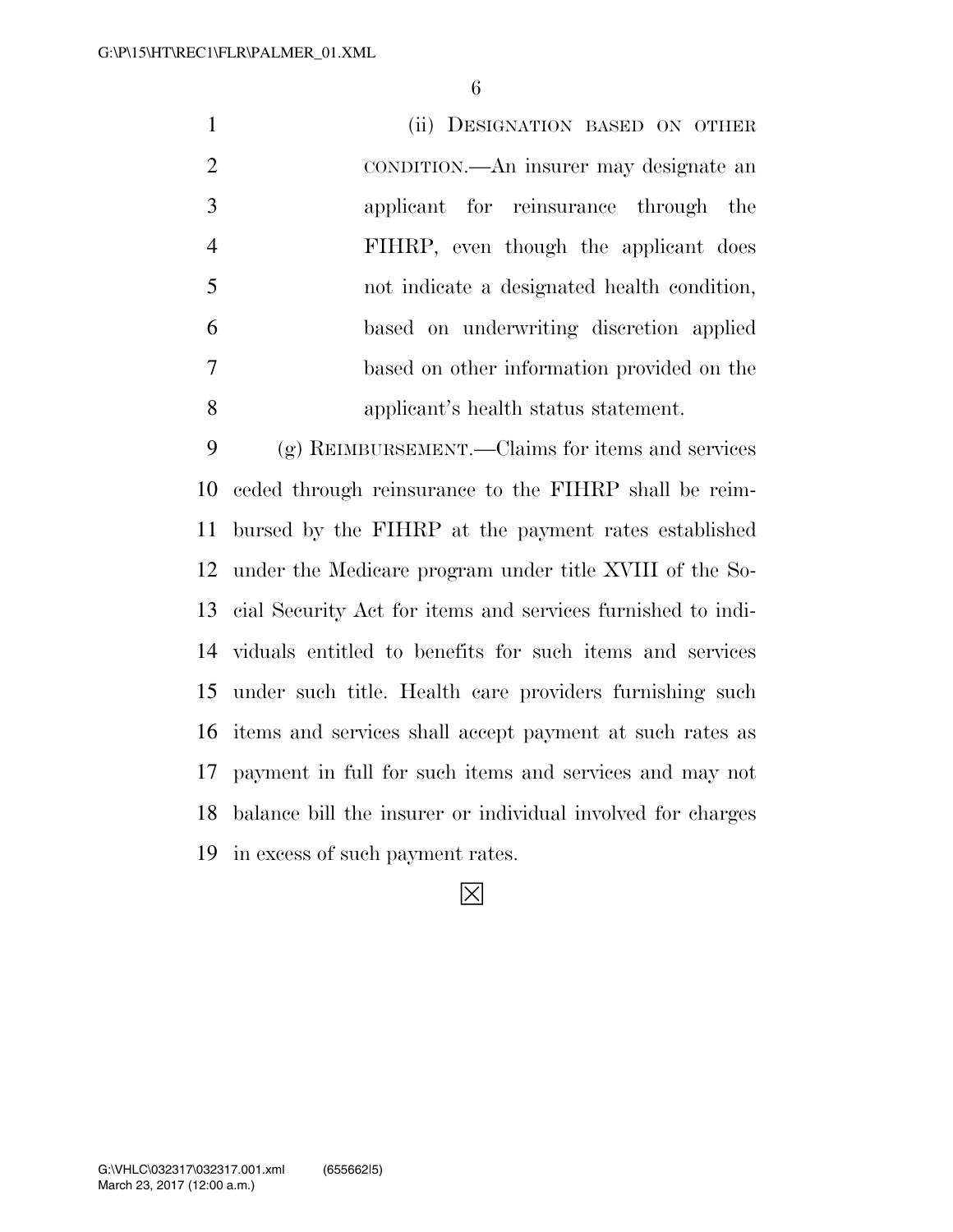(ii) DESIGNATION BASED ON OTHER CONDITION.—An insurer may designate an applicant for reinsurance through the FIHRP, even though the applicant does not indicate a designated health condition, based on underwriting discretion applied based on other information provided on the applicant's health status statement.

(g) REIMBURSEMENT.—Claims for items and services ceded through reinsurance to the FIHRP shall be reimbursed by the FIHRP at the payment rates established under the Medicare program under title XVIII of the Social Security Act for items and services furnished to individuals entitled to benefits for such items and services under such title. Health care providers furnishing such items and services shall accept payment at such rates as payment in full for such items and services and may not balance bill the insurer or individual involved for charges in excess of such payment rates.

☒